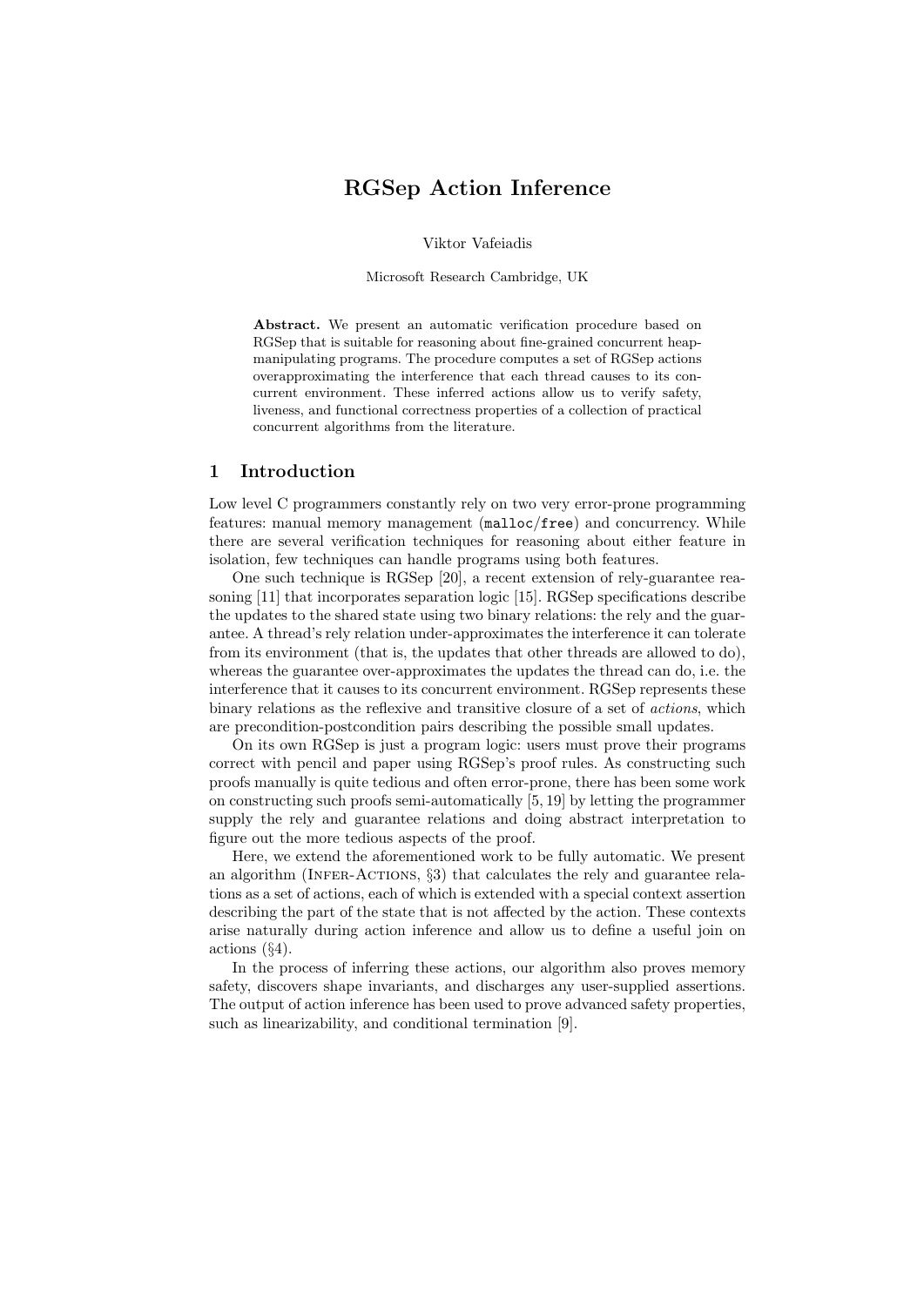# RGSep Action Inference

Viktor Vafeiadis

Microsoft Research Cambridge, UK

**Abstract.** We present an automatic verification procedure based on RGSep that is suitable for reasoning about fine-grained concurrent heap-manipulating programs. The procedure computes a set of RGSep actions overapproximating the interference that each thread causes to its concurrent environment. These inferred actions allow us to verify safety, liveness, and functional correctness properties of a collection of practical concurrent algorithms from the literature.

## 1 Introduction

Low level C programmers constantly rely on two very error-prone programming features: manual memory management (`malloc`/`free`) and concurrency. While there are several verification techniques for reasoning about either feature in isolation, few techniques can handle programs using both features.

One such technique is RGSep [20], a recent extension of rely-guarantee reasoning [11] that incorporates separation logic [15]. RGSep specifications describe the updates to the shared state using two binary relations: the rely and the guarantee. A thread's rely relation under-approximates the interference it can tolerate from its environment (that is, the updates that other threads are allowed to do), whereas the guarantee over-approximates the updates the thread can do, i.e. the interference that it causes to its concurrent environment. RGSep represents these binary relations as the reflexive and transitive closure of a set of *actions*, which are precondition-postcondition pairs describing the possible small updates.

On its own RGSep is just a program logic: users must prove their programs correct with pencil and paper using RGSep's proof rules. As constructing such proofs manually is quite tedious and often error-prone, there has been some work on constructing such proofs semi-automatically [5, 19] by letting the programmer supply the rely and guarantee relations and doing abstract interpretation to figure out the more tedious aspects of the proof.

Here, we extend the aforementioned work to be fully automatic. We present an algorithm (Infer-Actions, §3) that calculates the rely and guarantee relations as a set of actions, each of which is extended with a special context assertion describing the part of the state that is not affected by the action. These contexts arise naturally during action inference and allow us to define a useful join on actions (§4).

In the process of inferring these actions, our algorithm also proves memory safety, discovers shape invariants, and discharges any user-supplied assertions. The output of action inference has been used to prove advanced safety properties, such as linearizability, and conditional termination [9].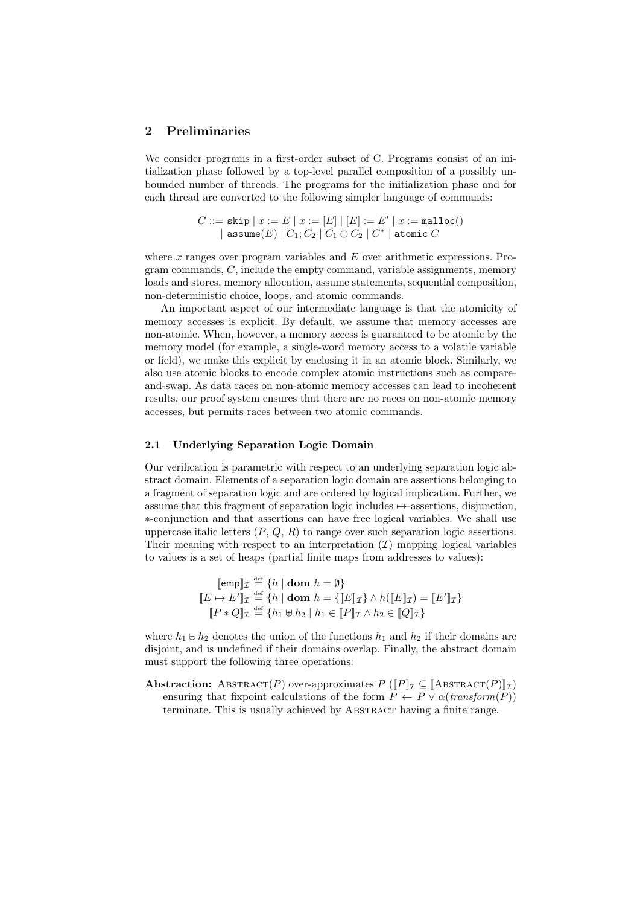## 2 Preliminaries

We consider programs in a first-order subset of C. Programs consist of an initialization phase followed by a top-level parallel composition of a possibly unbounded number of threads. The programs for the initialization phase and for each thread are converted to the following simpler language of commands:

$$\begin{aligned} C ::= &\ \texttt{skip} \mid x := E \mid x := [E] \mid [E] := E' \mid x := \texttt{malloc}() \\ &\mid \texttt{assume}(E) \mid C_1; C_2 \mid C_1 \oplus C_2 \mid C^* \mid \texttt{atomic}\ C \end{aligned}$$

where $x$ ranges over program variables and $E$ over arithmetic expressions. Program commands, $C$, include the empty command, variable assignments, memory loads and stores, memory allocation, assume statements, sequential composition, non-deterministic choice, loops, and atomic commands.

An important aspect of our intermediate language is that the atomicity of memory accesses is explicit. By default, we assume that memory accesses are non-atomic. When, however, a memory access is guaranteed to be atomic by the memory model (for example, a single-word memory access to a volatile variable or field), we make this explicit by enclosing it in an atomic block. Similarly, we also use atomic blocks to encode complex atomic instructions such as compare-and-swap. As data races on non-atomic memory accesses can lead to incoherent results, our proof system ensures that there are no races on non-atomic memory accesses, but permits races between two atomic commands.

### 2.1 Underlying Separation Logic Domain

Our verification is parametric with respect to an underlying separation logic abstract domain. Elements of a separation logic domain are assertions belonging to a fragment of separation logic and are ordered by logical implication. Further, we assume that this fragment of separation logic includes $\mapsto$-assertions, disjunction, $*$-conjunction and that assertions can have free logical variables. We shall use uppercase italic letters ($P$, $Q$, $R$) to range over such separation logic assertions. Their meaning with respect to an interpretation ($\mathcal{I}$) mapping logical variables to values is a set of heaps (partial finite maps from addresses to values):

$$\begin{aligned} [\![\mathsf{emp}]\!]_\mathcal{I} &\stackrel{\text{def}}{=} \{h \mid \mathbf{dom}\ h = \emptyset\} \\ [\![E \mapsto E']\!]_\mathcal{I} &\stackrel{\text{def}}{=} \{h \mid \mathbf{dom}\ h = \{[\![E]\!]_\mathcal{I}\} \wedge h([\![E]\!]_\mathcal{I}) = [\![E']\!]_\mathcal{I}\} \\ [\![P * Q]\!]_\mathcal{I} &\stackrel{\text{def}}{=} \{h_1 \uplus h_2 \mid h_1 \in [\![P]\!]_\mathcal{I} \wedge h_2 \in [\![Q]\!]_\mathcal{I}\} \end{aligned}$$

where $h_1 \uplus h_2$ denotes the union of the functions $h_1$ and $h_2$ if their domains are disjoint, and is undefined if their domains overlap. Finally, the abstract domain must support the following three operations:

**Abstraction:** $\textsc{Abstract}(P)$ over-approximates $P$ ($[\![P]\!]_\mathcal{I} \subseteq [\![\textsc{Abstract}(P)]\!]_\mathcal{I}$) ensuring that fixpoint calculations of the form $P \leftarrow P \vee \alpha(\mathit{transform}(P))$ terminate. This is usually achieved by $\textsc{Abstract}$ having a finite range.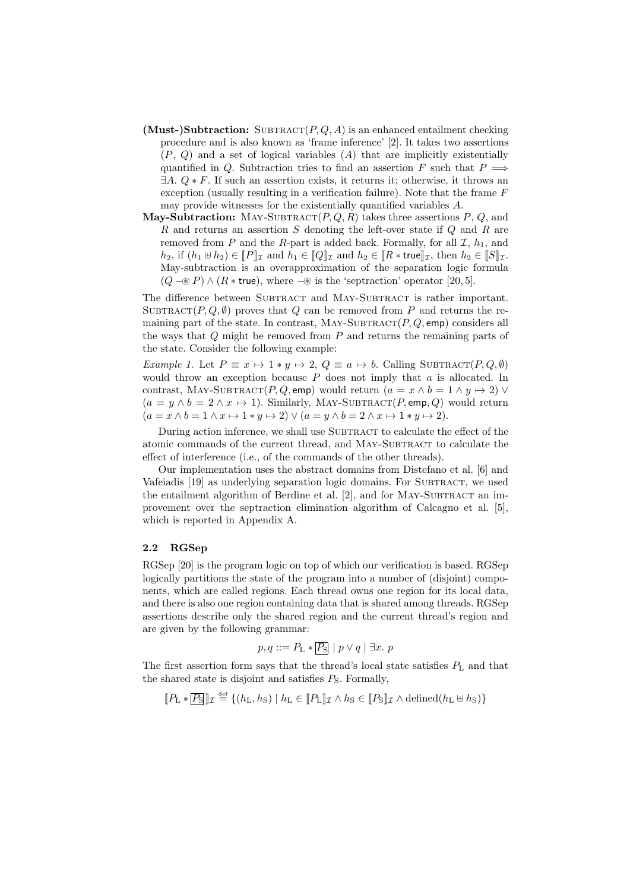**(Must-)Subtraction:** SUBTRACT$(P, Q, A)$ is an enhanced entailment checking procedure and is also known as 'frame inference' [2]. It takes two assertions ($P$, $Q$) and a set of logical variables ($A$) that are implicitly existentially quantified in $Q$. Subtraction tries to find an assertion $F$ such that $P \implies \exists A.\ Q * F$. If such an assertion exists, it returns it; otherwise, it throws an exception (usually resulting in a verification failure). Note that the frame $F$ may provide witnesses for the existentially quantified variables $A$.

**May-Subtraction:** MAY-SUBTRACT$(P, Q, R)$ takes three assertions $P$, $Q$, and $R$ and returns an assertion $S$ denoting the left-over state if $Q$ and $R$ are removed from $P$ and the $R$-part is added back. Formally, for all $\mathcal{I}$, $h_1$, and $h_2$, if $(h_1 \uplus h_2) \in [\![P]\!]_\mathcal{I}$ and $h_1 \in [\![Q]\!]_\mathcal{I}$ and $h_2 \in [\![R * \mathsf{true}]\!]_\mathcal{I}$, then $h_2 \in [\![S]\!]_\mathcal{I}$. May-subtraction is an overapproximation of the separation logic formula $(Q \mathbin{-\!\circledast} P) \wedge (R * \mathsf{true})$, where $\mathbin{-\!\circledast}$ is the 'septraction' operator [20, 5].

The difference between SUBTRACT and MAY-SUBTRACT is rather important. SUBTRACT$(P, Q, \emptyset)$ proves that $Q$ can be removed from $P$ and returns the remaining part of the state. In contrast, MAY-SUBTRACT$(P, Q, \mathsf{emp})$ considers all the ways that $Q$ might be removed from $P$ and returns the remaining parts of the state. Consider the following example:

*Example 1.* Let $P \equiv x \mapsto 1 * y \mapsto 2$, $Q \equiv a \mapsto b$. Calling SUBTRACT$(P, Q, \emptyset)$ would throw an exception because $P$ does not imply that $a$ is allocated. In contrast, MAY-SUBTRACT$(P, Q, \mathsf{emp})$ would return $(a = x \wedge b = 1 \wedge y \mapsto 2) \vee (a = y \wedge b = 2 \wedge x \mapsto 1)$. Similarly, MAY-SUBTRACT$(P, \mathsf{emp}, Q)$ would return $(a = x \wedge b = 1 \wedge x \mapsto 1 * y \mapsto 2) \vee (a = y \wedge b = 2 \wedge x \mapsto 1 * y \mapsto 2)$.

During action inference, we shall use SUBTRACT to calculate the effect of the atomic commands of the current thread, and MAY-SUBTRACT to calculate the effect of interference (i.e., of the commands of the other threads).

Our implementation uses the abstract domains from Distefano et al. [6] and Vafeiadis [19] as underlying separation logic domains. For SUBTRACT, we used the entailment algorithm of Berdine et al. [2], and for MAY-SUBTRACT an improvement over the septraction elimination algorithm of Calcagno et al. [5], which is reported in Appendix A.

### 2.2 RGSep

RGSep [20] is the program logic on top of which our verification is based. RGSep logically partitions the state of the program into a number of (disjoint) components, which are called regions. Each thread owns one region for its local data, and there is also one region containing data that is shared among threads. RGSep assertions describe only the shared region and the current thread's region and are given by the following grammar:

$$p, q ::= P_\mathrm{L} * \boxed{P_\mathrm{S}} \mid p \vee q \mid \exists x.\ p$$

The first assertion form says that the thread's local state satisfies $P_\mathrm{L}$ and that the shared state is disjoint and satisfies $P_\mathrm{S}$. Formally,

$$[\![P_\mathrm{L} * \boxed{P_\mathrm{S}}]\!]_\mathcal{I} \stackrel{\text{def}}{=} \{(h_\mathrm{L}, h_\mathrm{S}) \mid h_\mathrm{L} \in [\![P_\mathrm{L}]\!]_\mathcal{I} \wedge h_\mathrm{S} \in [\![P_\mathrm{S}]\!]_\mathcal{I} \wedge \mathrm{defined}(h_\mathrm{L} \uplus h_\mathrm{S})\}$$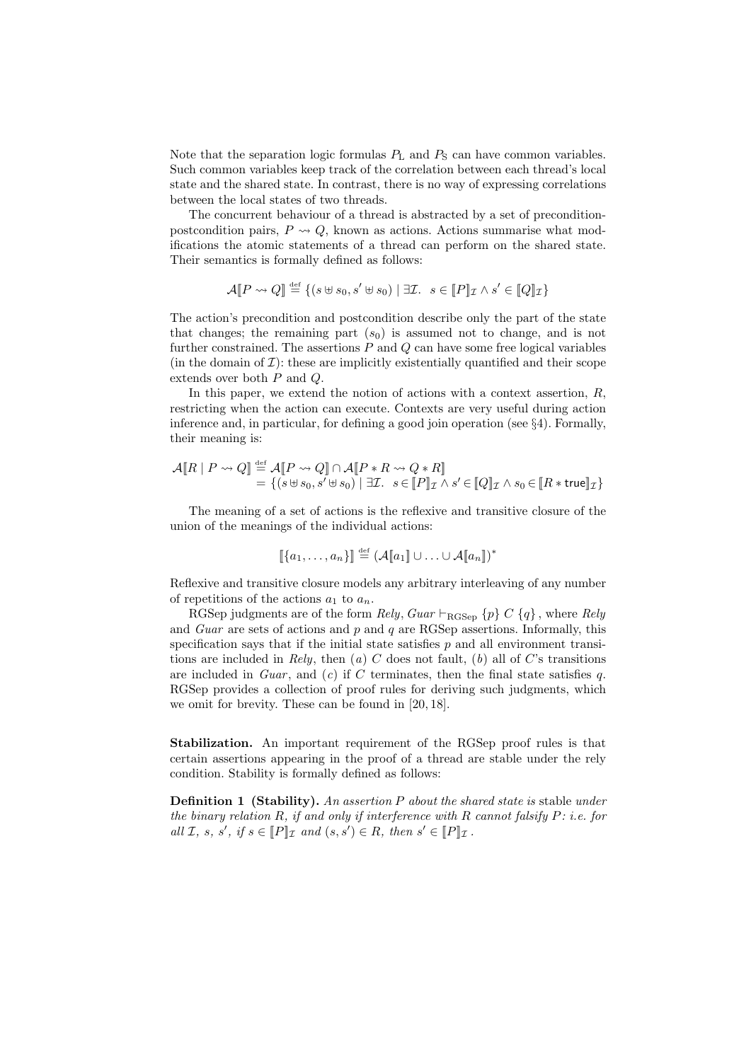Note that the separation logic formulas $P_{\mathrm{L}}$ and $P_{\mathrm{S}}$ can have common variables. Such common variables keep track of the correlation between each thread's local state and the shared state. In contrast, there is no way of expressing correlations between the local states of two threads.

The concurrent behaviour of a thread is abstracted by a set of precondition-postcondition pairs, $P \rightsquigarrow Q$, known as actions. Actions summarise what modifications the atomic statements of a thread can perform on the shared state. Their semantics is formally defined as follows:

$$\mathcal{A}[\![P \rightsquigarrow Q]\!] \stackrel{\text{def}}{=} \{(s \uplus s_0, s' \uplus s_0) \mid \exists \mathcal{I}.\ \ s \in [\![P]\!]_{\mathcal{I}} \wedge s' \in [\![Q]\!]_{\mathcal{I}}\}$$

The action's precondition and postcondition describe only the part of the state that changes; the remaining part ($s_0$) is assumed not to change, and is not further constrained. The assertions $P$ and $Q$ can have some free logical variables (in the domain of $\mathcal{I}$): these are implicitly existentially quantified and their scope extends over both $P$ and $Q$.

In this paper, we extend the notion of actions with a context assertion, $R$, restricting when the action can execute. Contexts are very useful during action inference and, in particular, for defining a good join operation (see §4). Formally, their meaning is:

$$\begin{aligned}\mathcal{A}[\![R \mid P \rightsquigarrow Q]\!] &\stackrel{\text{def}}{=} \mathcal{A}[\![P \rightsquigarrow Q]\!] \cap \mathcal{A}[\![P * R \rightsquigarrow Q * R]\!] \\ &= \{(s \uplus s_0, s' \uplus s_0) \mid \exists \mathcal{I}.\ \ s \in [\![P]\!]_{\mathcal{I}} \wedge s' \in [\![Q]\!]_{\mathcal{I}} \wedge s_0 \in [\![R * \mathsf{true}]\!]_{\mathcal{I}}\}\end{aligned}$$

The meaning of a set of actions is the reflexive and transitive closure of the union of the meanings of the individual actions:

$$[\![\{a_1, \ldots, a_n\}]\!] \stackrel{\text{def}}{=} (\mathcal{A}[\![a_1]\!] \cup \ldots \cup \mathcal{A}[\![a_n]\!])^*$$

Reflexive and transitive closure models any arbitrary interleaving of any number of repetitions of the actions $a_1$ to $a_n$.

RGSep judgments are of the form $\mathit{Rely}, \mathit{Guar} \vdash_{\mathrm{RGSep}} \{p\}\ C\ \{q\}$, where $\mathit{Rely}$ and $\mathit{Guar}$ are sets of actions and $p$ and $q$ are RGSep assertions. Informally, this specification says that if the initial state satisfies $p$ and all environment transitions are included in $\mathit{Rely}$, then ($a$) $C$ does not fault, ($b$) all of $C$'s transitions are included in $\mathit{Guar}$, and ($c$) if $C$ terminates, then the final state satisfies $q$. RGSep provides a collection of proof rules for deriving such judgments, which we omit for brevity. These can be found in [20, 18].

**Stabilization.** An important requirement of the RGSep proof rules is that certain assertions appearing in the proof of a thread are stable under the rely condition. Stability is formally defined as follows:

**Definition 1 (Stability).** *An assertion $P$ about the shared state is* stable *under the binary relation $R$, if and only if interference with $R$ cannot falsify $P$: i.e. for all $\mathcal{I}$, $s$, $s'$, if $s \in [\![P]\!]_{\mathcal{I}}$ and $(s, s') \in R$, then $s' \in [\![P]\!]_{\mathcal{I}}$.*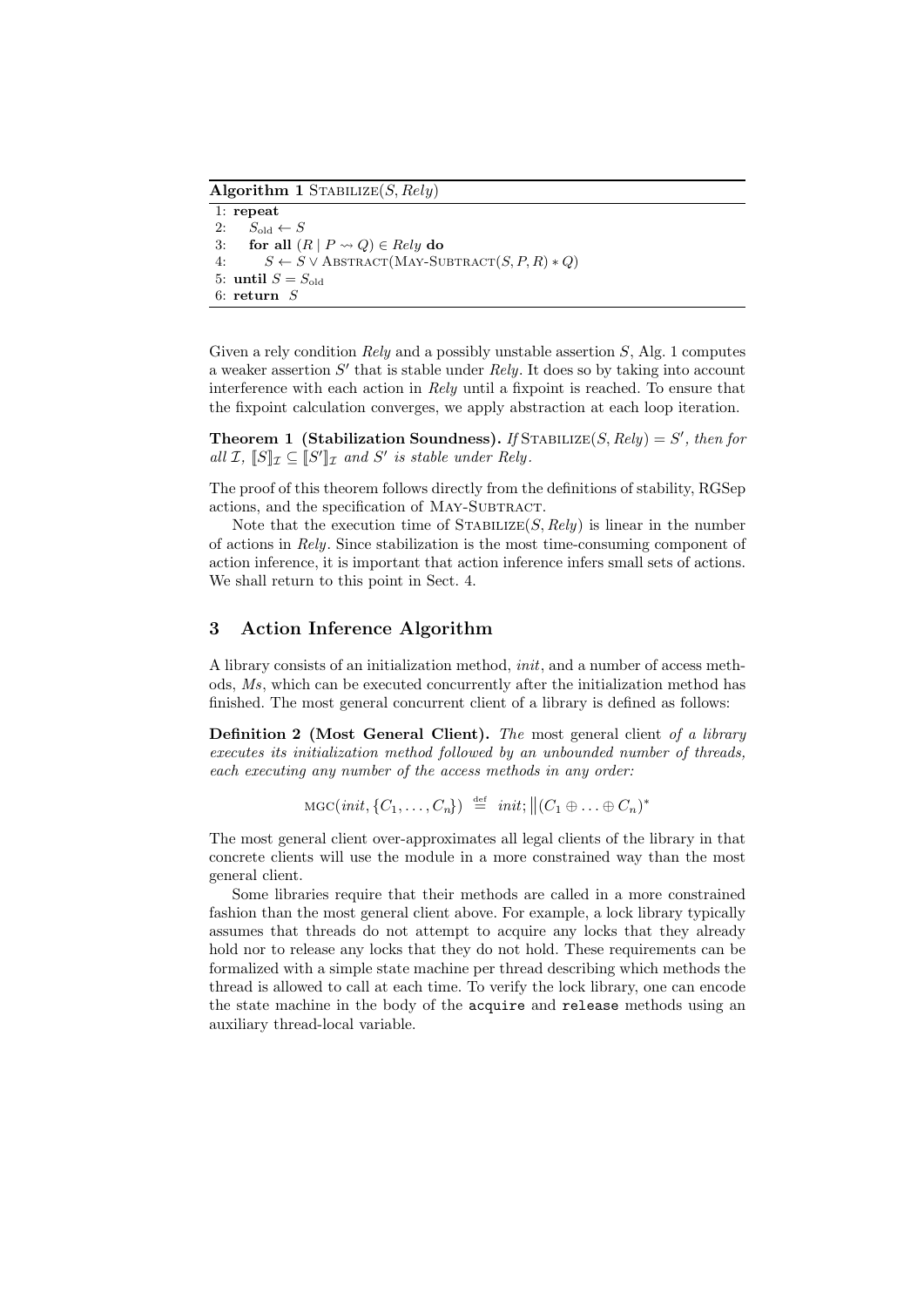**Algorithm 1** $\text{STABILIZE}(S, Rely)$

```
1: repeat
2:    S_old ← S
3:    for all (R | P ⇝ Q) ∈ Rely do
4:       S ← S ∨ ABSTRACT(MAY-SUBTRACT(S, P, R) * Q)
5: until S = S_old
6: return S
```

Given a rely condition *Rely* and a possibly unstable assertion $S$, Alg. 1 computes a weaker assertion $S'$ that is stable under *Rely*. It does so by taking into account interference with each action in *Rely* until a fixpoint is reached. To ensure that the fixpoint calculation converges, we apply abstraction at each loop iteration.

**Theorem 1 (Stabilization Soundness).** *If* $\text{STABILIZE}(S, Rely) = S'$*, then for all* $\mathcal{I}$*,* $[\![S]\!]_{\mathcal{I}} \subseteq [\![S']\!]_{\mathcal{I}}$ *and* $S'$ *is stable under Rely.*

The proof of this theorem follows directly from the definitions of stability, RGSep actions, and the specification of MAY-SUBTRACT.

Note that the execution time of $\text{STABILIZE}(S, Rely)$ is linear in the number of actions in *Rely*. Since stabilization is the most time-consuming component of action inference, it is important that action inference infers small sets of actions. We shall return to this point in Sect. 4.

## 3 Action Inference Algorithm

A library consists of an initialization method, *init*, and a number of access methods, *Ms*, which can be executed concurrently after the initialization method has finished. The most general concurrent client of a library is defined as follows:

**Definition 2 (Most General Client).** *The* most general client *of a library executes its initialization method followed by an unbounded number of threads, each executing any number of the access methods in any order:*

$$\text{MGC}(init, \{C_1, \ldots, C_n\}) \stackrel{\text{def}}{=} init; \|(C_1 \oplus \ldots \oplus C_n)^*$$

The most general client over-approximates all legal clients of the library in that concrete clients will use the module in a more constrained way than the most general client.

Some libraries require that their methods are called in a more constrained fashion than the most general client above. For example, a lock library typically assumes that threads do not attempt to acquire any locks that they already hold nor to release any locks that they do not hold. These requirements can be formalized with a simple state machine per thread describing which methods the thread is allowed to call at each time. To verify the lock library, one can encode the state machine in the body of the `acquire` and `release` methods using an auxiliary thread-local variable.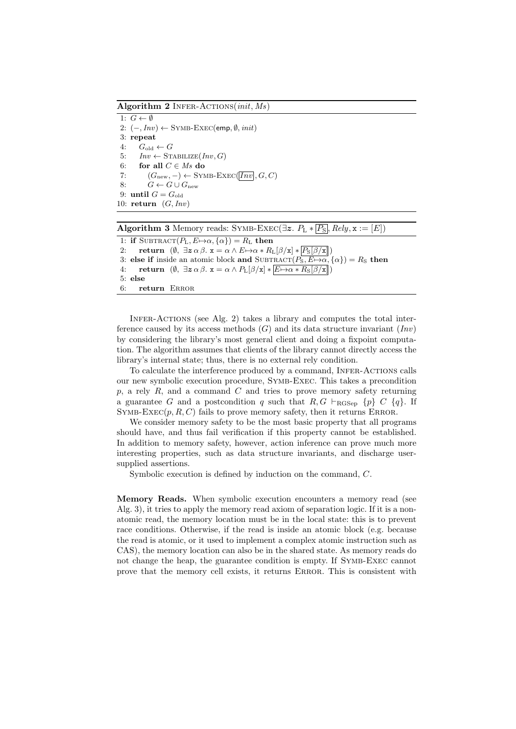**Algorithm 2** Infer-Actions($init$, $Ms$)

```
1: G ← ∅
2: (−, Inv) ← Symb-Exec(emp, ∅, init)
3: repeat
4:    G_old ← G
5:    Inv ← Stabilize(Inv, G)
6:    for all C ∈ Ms do
7:       (G_new, −) ← Symb-Exec([Inv], G, C)
8:       G ← G ∪ G_new
9: until G = G_old
10: return (G, Inv)
```

**Algorithm 3** Memory reads: Symb-Exec($\exists \boldsymbol{z}.\ P_{\mathrm{L}} * \boxed{P_{\mathrm{S}}}, Rely, \mathtt{x} := [E]$)

1: **if** $\textsc{Subtract}(P_{\mathrm{L}}, E \mapsto \alpha, \{\alpha\}) = R_{\mathrm{L}}$ **then**
2: &nbsp;&nbsp;&nbsp;&nbsp;**return** $(\emptyset,\ \exists \boldsymbol{z}\,\alpha\,\beta.\ \mathtt{x} = \alpha \wedge E \mapsto \alpha * R_{\mathrm{L}}[\beta/\mathtt{x}] * \boxed{P_{\mathrm{S}}[\beta/\mathtt{x}]})$
3: **else if** inside an atomic block **and** $\textsc{Subtract}(P_{\mathrm{S}}, E \mapsto \alpha, \{\alpha\}) = R_{\mathrm{S}}$ **then**
4: &nbsp;&nbsp;&nbsp;&nbsp;**return** $(\emptyset,\ \exists \boldsymbol{z}\,\alpha\,\beta.\ \mathtt{x} = \alpha \wedge P_{\mathrm{L}}[\beta/\mathtt{x}] * \boxed{E \mapsto \alpha * R_{\mathrm{S}}[\beta/\mathtt{x}]})$
5: **else**
6: &nbsp;&nbsp;&nbsp;&nbsp;**return** Error

Infer-Actions (see Alg. 2) takes a library and computes the total interference caused by its access methods ($G$) and its data structure invariant ($Inv$) by considering the library's most general client and doing a fixpoint computation. The algorithm assumes that clients of the library cannot directly access the library's internal state; thus, there is no external rely condition.

To calculate the interference produced by a command, Infer-Actions calls our new symbolic execution procedure, Symb-Exec. This takes a precondition $p$, a rely $R$, and a command $C$ and tries to prove memory safety returning a guarantee $G$ and a postcondition $q$ such that $R, G \vdash_{\mathrm{RGSep}} \{p\}\ C\ \{q\}$. If Symb-Exec$(p, R, C)$ fails to prove memory safety, then it returns Error.

We consider memory safety to be the most basic property that all programs should have, and thus fail verification if this property cannot be established. In addition to memory safety, however, action inference can prove much more interesting properties, such as data structure invariants, and discharge user-supplied assertions.

Symbolic execution is defined by induction on the command, $C$.

**Memory Reads.** When symbolic execution encounters a memory read (see Alg. 3), it tries to apply the memory read axiom of separation logic. If it is a non-atomic read, the memory location must be in the local state: this is to prevent race conditions. Otherwise, if the read is inside an atomic block (e.g. because the read is atomic, or it used to implement a complex atomic instruction such as CAS), the memory location can also be in the shared state. As memory reads do not change the heap, the guarantee condition is empty. If Symb-Exec cannot prove that the memory cell exists, it returns Error. This is consistent with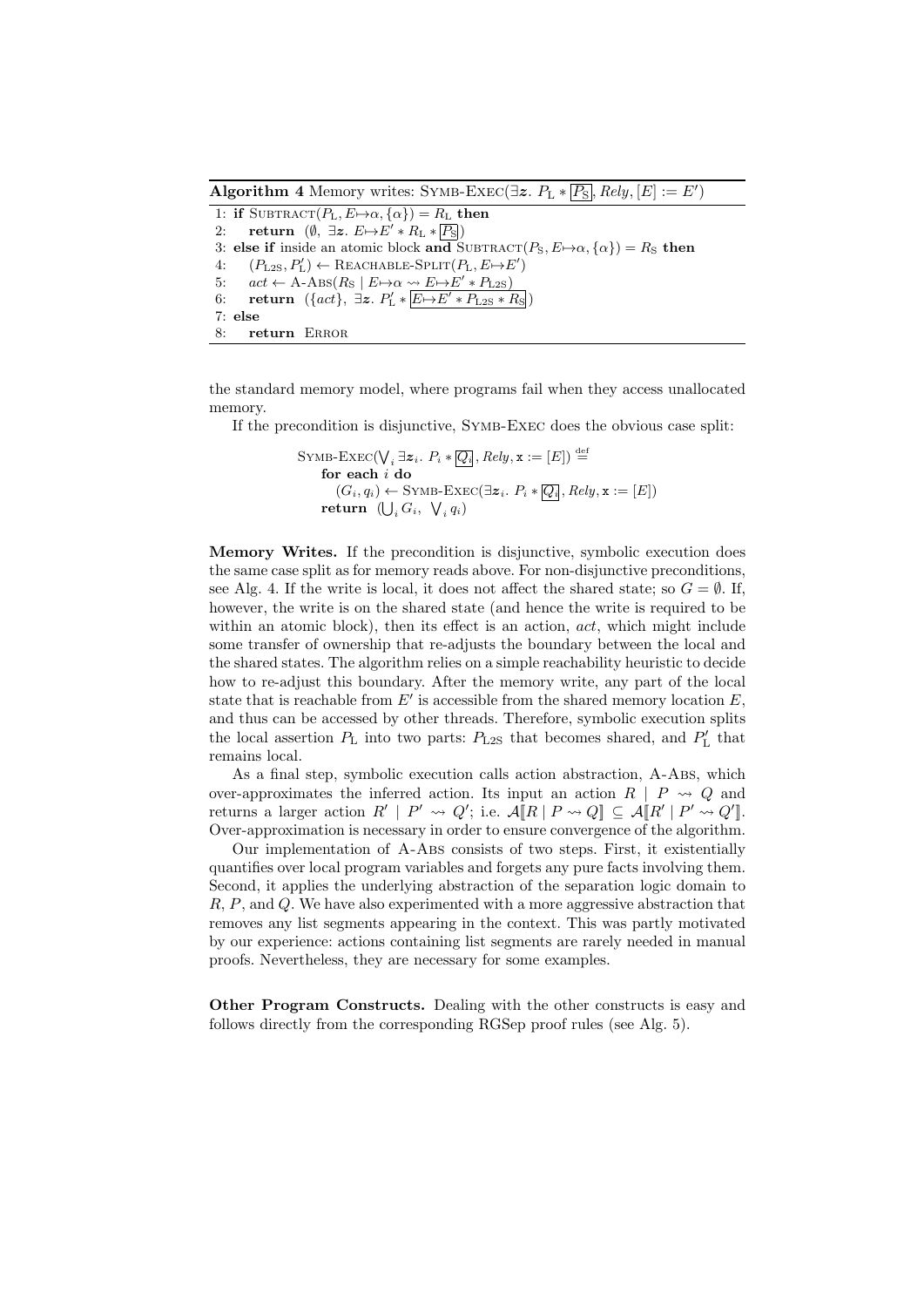**Algorithm 4** Memory writes: $\textsc{Symb-Exec}(\exists \boldsymbol{z}.\ P_{\mathrm{L}} * \boxed{P_{\mathrm{S}}}, \mathit{Rely}, [E] := E')$

```
1: if SUBTRACT(P_L, E↦α, {α}) = R_L then
2:    return (∅, ∃z. E↦E' * R_L * [P_S])
3: else if inside an atomic block and SUBTRACT(P_S, E↦α, {α}) = R_S then
4:    (P_L2S, P'_L) ← REACHABLE-SPLIT(P_L, E↦E')
5:    act ← A-ABS(R_S | E↦α ⇝ E↦E' * P_L2S)
6:    return ({act}, ∃z. P'_L * [E↦E' * P_L2S * R_S])
7: else
8:    return ERROR
```

the standard memory model, where programs fail when they access unallocated memory.

If the precondition is disjunctive, Symb-Exec does the obvious case split:

$$
\begin{array}{l}
\textsc{Symb-Exec}(\bigvee_i \exists \boldsymbol{z}_i.\ P_i * \boxed{Q_i}, \mathit{Rely}, \mathtt{x} := [E]) \stackrel{\text{def}}{=} \\
\quad \textbf{for each } i \textbf{ do} \\
\quad\quad (G_i, q_i) \leftarrow \textsc{Symb-Exec}(\exists \boldsymbol{z}_i.\ P_i * \boxed{Q_i}, \mathit{Rely}, \mathtt{x} := [E]) \\
\quad \textbf{return } \ (\bigcup_i G_i,\ \bigvee_i q_i)
\end{array}
$$

**Memory Writes.** If the precondition is disjunctive, symbolic execution does the same case split as for memory reads above. For non-disjunctive preconditions, see Alg. 4. If the write is local, it does not affect the shared state; so $G = \emptyset$. If, however, the write is on the shared state (and hence the write is required to be within an atomic block), then its effect is an action, *act*, which might include some transfer of ownership that re-adjusts the boundary between the local and the shared states. The algorithm relies on a simple reachability heuristic to decide how to re-adjust this boundary. After the memory write, any part of the local state that is reachable from $E'$ is accessible from the shared memory location $E$, and thus can be accessed by other threads. Therefore, symbolic execution splits the local assertion $P_{\mathrm{L}}$ into two parts: $P_{\mathrm{L2S}}$ that becomes shared, and $P'_{\mathrm{L}}$ that remains local.

As a final step, symbolic execution calls action abstraction, A-Abs, which over-approximates the inferred action. Its input an action $R \mid P \rightsquigarrow Q$ and returns a larger action $R' \mid P' \rightsquigarrow Q'$; i.e. $\mathcal{A}[\![R \mid P \rightsquigarrow Q]\!] \subseteq \mathcal{A}[\![R' \mid P' \rightsquigarrow Q']\!]$. Over-approximation is necessary in order to ensure convergence of the algorithm.

Our implementation of A-Abs consists of two steps. First, it existentially quantifies over local program variables and forgets any pure facts involving them. Second, it applies the underlying abstraction of the separation logic domain to $R$, $P$, and $Q$. We have also experimented with a more aggressive abstraction that removes any list segments appearing in the context. This was partly motivated by our experience: actions containing list segments are rarely needed in manual proofs. Nevertheless, they are necessary for some examples.

**Other Program Constructs.** Dealing with the other constructs is easy and follows directly from the corresponding RGSep proof rules (see Alg. 5).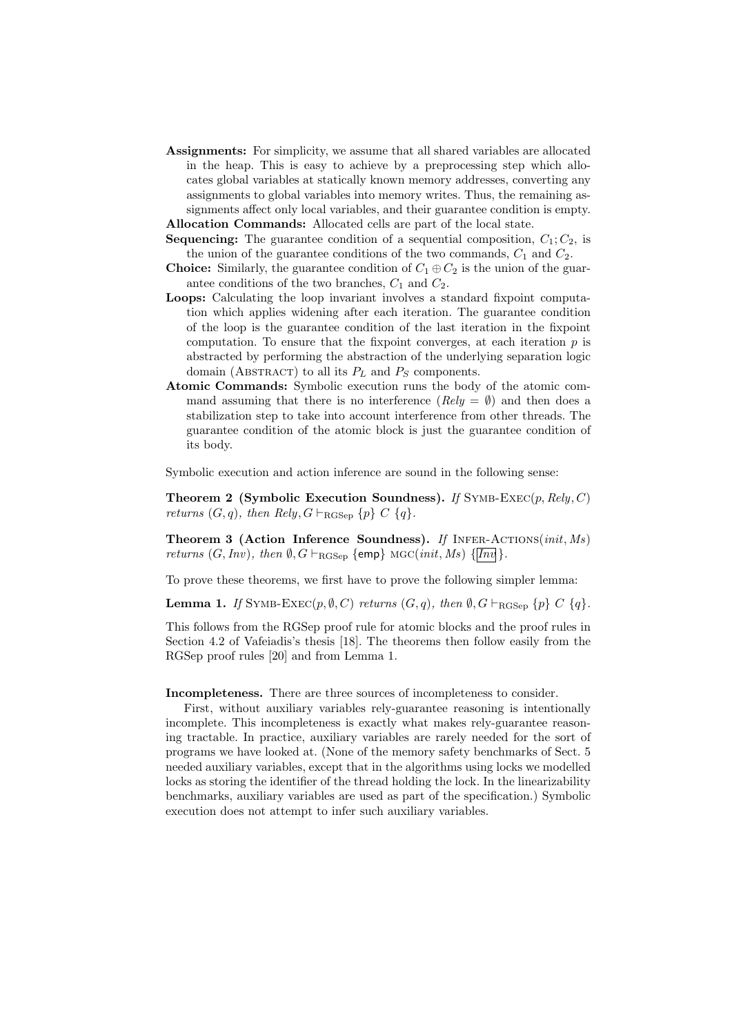**Assignments:** For simplicity, we assume that all shared variables are allocated in the heap. This is easy to achieve by a preprocessing step which allocates global variables at statically known memory addresses, converting any assignments to global variables into memory writes. Thus, the remaining assignments affect only local variables, and their guarantee condition is empty.

**Allocation Commands:** Allocated cells are part of the local state.

**Sequencing:** The guarantee condition of a sequential composition, $C_1; C_2$, is the union of the guarantee conditions of the two commands, $C_1$ and $C_2$.

**Choice:** Similarly, the guarantee condition of $C_1 \oplus C_2$ is the union of the guarantee conditions of the two branches, $C_1$ and $C_2$.

**Loops:** Calculating the loop invariant involves a standard fixpoint computation which applies widening after each iteration. The guarantee condition of the loop is the guarantee condition of the last iteration in the fixpoint computation. To ensure that the fixpoint converges, at each iteration $p$ is abstracted by performing the abstraction of the underlying separation logic domain (Abstract) to all its $P_L$ and $P_S$ components.

**Atomic Commands:** Symbolic execution runs the body of the atomic command assuming that there is no interference ($Rely = \emptyset$) and then does a stabilization step to take into account interference from other threads. The guarantee condition of the atomic block is just the guarantee condition of its body.

Symbolic execution and action inference are sound in the following sense:

**Theorem 2 (Symbolic Execution Soundness).** *If* Symb-Exec$(p, Rely, C)$ *returns* $(G, q)$*, then* $Rely, G \vdash_{\mathrm{RGSep}} \{p\}\ C\ \{q\}$.

**Theorem 3 (Action Inference Soundness).** *If* Infer-Actions$(init, Ms)$ *returns* $(G, Inv)$*, then* $\emptyset, G \vdash_{\mathrm{RGSep}} \{\mathsf{emp}\}\ \mathrm{MGC}(init, Ms)\ \{\boxed{Inv}\}$.

To prove these theorems, we first have to prove the following simpler lemma:

**Lemma 1.** *If* Symb-Exec$(p, \emptyset, C)$ *returns* $(G, q)$*, then* $\emptyset, G \vdash_{\mathrm{RGSep}} \{p\}\ C\ \{q\}$.

This follows from the RGSep proof rule for atomic blocks and the proof rules in Section 4.2 of Vafeiadis's thesis [18]. The theorems then follow easily from the RGSep proof rules [20] and from Lemma 1.

**Incompleteness.** There are three sources of incompleteness to consider.

First, without auxiliary variables rely-guarantee reasoning is intentionally incomplete. This incompleteness is exactly what makes rely-guarantee reasoning tractable. In practice, auxiliary variables are rarely needed for the sort of programs we have looked at. (None of the memory safety benchmarks of Sect. 5 needed auxiliary variables, except that in the algorithms using locks we modelled locks as storing the identifier of the thread holding the lock. In the linearizability benchmarks, auxiliary variables are used as part of the specification.) Symbolic execution does not attempt to infer such auxiliary variables.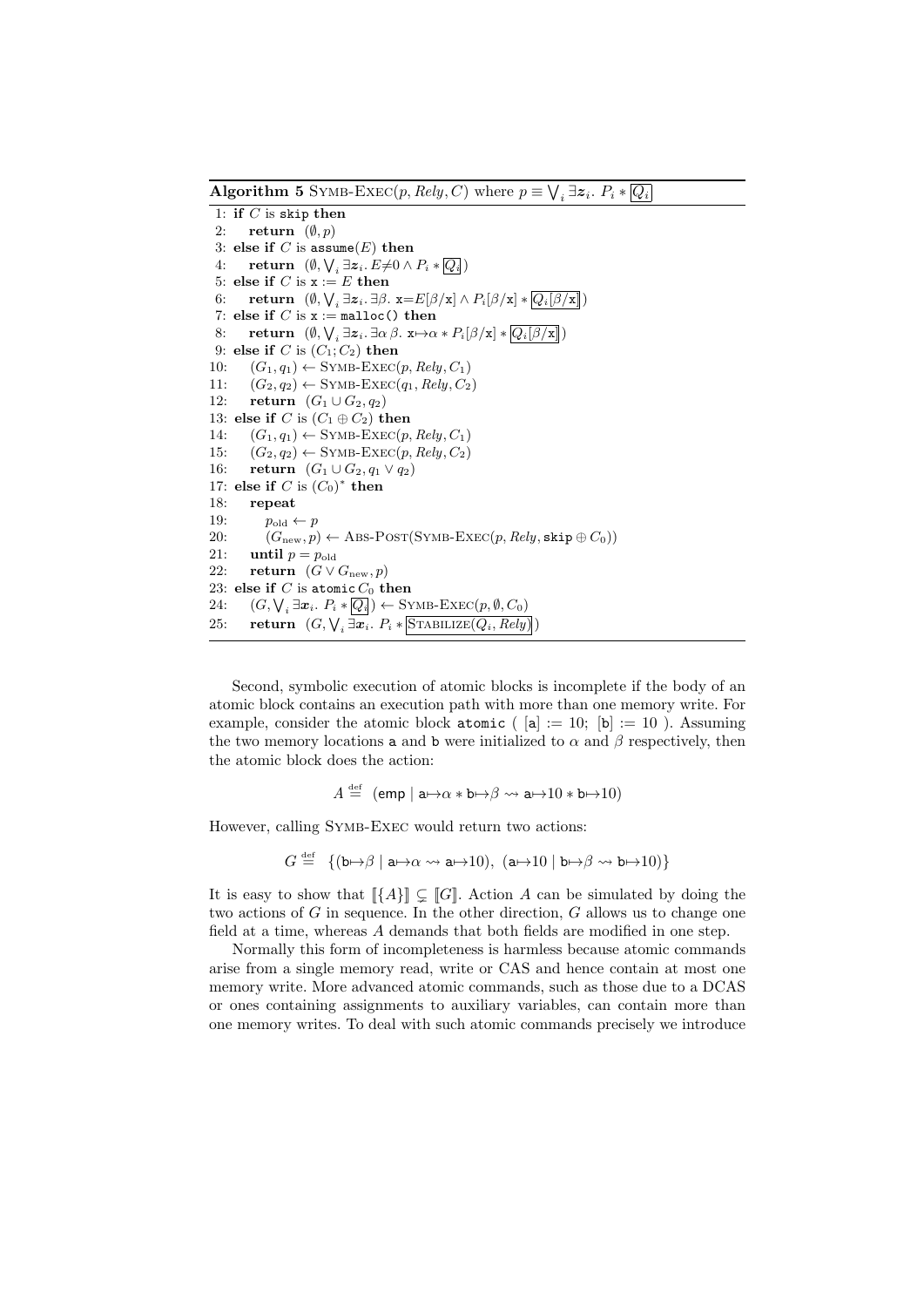**Algorithm 5** SYMB-EXEC($p$, *Rely*, $C$) where $p \equiv \bigvee_i \exists \boldsymbol{z}_i.\ P_i * \boxed{Q_i}$

```
 1: if C is skip then
 2:    return (∅, p)
 3: else if C is assume(E) then
 4:    return (∅, ⋁_i ∃z_i. E≠0 ∧ P_i * [Q_i])
 5: else if C is x := E then
 6:    return (∅, ⋁_i ∃z_i. ∃β. x=E[β/x] ∧ P_i[β/x] * [Q_i[β/x]])
 7: else if C is x := malloc() then
 8:    return (∅, ⋁_i ∃z_i. ∃α β. x↦α * P_i[β/x] * [Q_i[β/x]])
 9: else if C is (C_1; C_2) then
10:    (G_1, q_1) ← SYMB-EXEC(p, Rely, C_1)
11:    (G_2, q_2) ← SYMB-EXEC(q_1, Rely, C_2)
12:    return (G_1 ∪ G_2, q_2)
13: else if C is (C_1 ⊕ C_2) then
14:    (G_1, q_1) ← SYMB-EXEC(p, Rely, C_1)
15:    (G_2, q_2) ← SYMB-EXEC(p, Rely, C_2)
16:    return (G_1 ∪ G_2, q_1 ∨ q_2)
17: else if C is (C_0)* then
18:    repeat
19:       p_old ← p
20:       (G_new, p) ← ABS-POST(SYMB-EXEC(p, Rely, skip ⊕ C_0))
21:    until p = p_old
22:    return (G ∨ G_new, p)
23: else if C is atomic C_0 then
24:    (G, ⋁_i ∃x_i. P_i * [Q_i]) ← SYMB-EXEC(p, ∅, C_0)
25:    return (G, ⋁_i ∃x_i. P_i * [STABILIZE(Q_i, Rely)])
```

Second, symbolic execution of atomic blocks is incomplete if the body of an atomic block contains an execution path with more than one memory write. For example, consider the atomic block `atomic ( [a] := 10; [b] := 10 )`. Assuming the two memory locations a and b were initialized to $\alpha$ and $\beta$ respectively, then the atomic block does the action:

$$A \stackrel{\text{def}}{=} (\mathsf{emp} \mid \mathsf{a}{\mapsto}\alpha * \mathsf{b}{\mapsto}\beta \leadsto \mathsf{a}{\mapsto}10 * \mathsf{b}{\mapsto}10)$$

However, calling SYMB-EXEC would return two actions:

$$G \stackrel{\text{def}}{=} \{(\mathsf{b}{\mapsto}\beta \mid \mathsf{a}{\mapsto}\alpha \leadsto \mathsf{a}{\mapsto}10),\ (\mathsf{a}{\mapsto}10 \mid \mathsf{b}{\mapsto}\beta \leadsto \mathsf{b}{\mapsto}10)\}$$

It is easy to show that $[\![\{A\}]\!] \subsetneq [\![G]\!]$. Action $A$ can be simulated by doing the two actions of $G$ in sequence. In the other direction, $G$ allows us to change one field at a time, whereas $A$ demands that both fields are modified in one step.

Normally this form of incompleteness is harmless because atomic commands arise from a single memory read, write or CAS and hence contain at most one memory write. More advanced atomic commands, such as those due to a DCAS or ones containing assignments to auxiliary variables, can contain more than one memory writes. To deal with such atomic commands precisely we introduce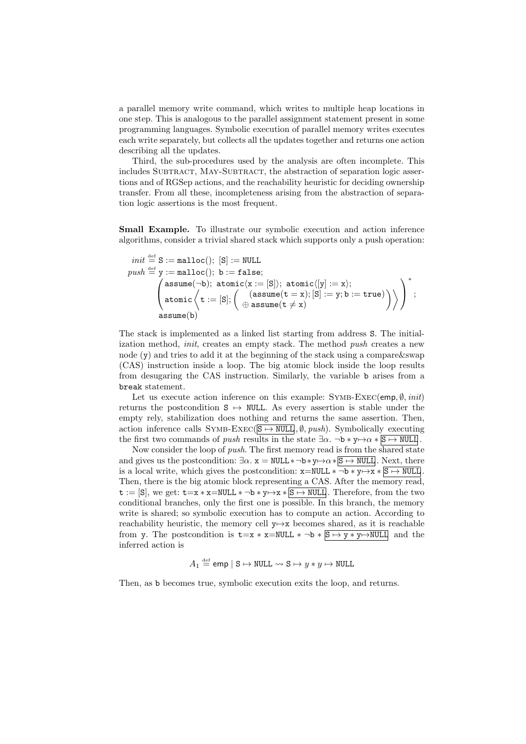a parallel memory write command, which writes to multiple heap locations in one step. This is analogous to the parallel assignment statement present in some programming languages. Symbolic execution of parallel memory writes executes each write separately, but collects all the updates together and returns one action describing all the updates.

Third, the sub-procedures used by the analysis are often incomplete. This includes SUBTRACT, MAY-SUBTRACT, the abstraction of separation logic assertions and of RGSep actions, and the reachability heuristic for deciding ownership transfer. From all these, incompleteness arising from the abstraction of separation logic assertions is the most frequent.

**Small Example.** To illustrate our symbolic execution and action inference algorithms, consider a trivial shared stack which supports only a push operation:

$$
\begin{aligned}
init &\stackrel{\text{def}}{=} \texttt{S} := \texttt{malloc}();\ [\texttt{S}] := \texttt{NULL} \\
push &\stackrel{\text{def}}{=} \texttt{y} := \texttt{malloc}();\ \texttt{b} := \texttt{false}; \\
&\quad \left( \begin{array}{l} \texttt{assume}(\neg\texttt{b});\ \texttt{atomic}\langle \texttt{x} := [\texttt{S}]\rangle;\ \texttt{atomic}\langle [\texttt{y}] := \texttt{x}\rangle; \\ \texttt{atomic}\left\langle \texttt{t} := [\texttt{S}]; \left( \begin{array}{l} (\texttt{assume}(\texttt{t} = \texttt{x}); [\texttt{S}] := \texttt{y}; \texttt{b} := \texttt{true}) \\ \oplus\ \texttt{assume}(\texttt{t} \neq \texttt{x}) \end{array} \right) \right\rangle \end{array} \right)^{*}; \\
&\quad \texttt{assume}(\texttt{b})
\end{aligned}
$$

The stack is implemented as a linked list starting from address S. The initialization method, *init*, creates an empty stack. The method *push* creates a new node (y) and tries to add it at the beginning of the stack using a compare&swap (CAS) instruction inside a loop. The big atomic block inside the loop results from desugaring the CAS instruction. Similarly, the variable b arises from a break statement.

Let us execute action inference on this example: SYMB-EXEC(emp, $\emptyset$, *init*) returns the postcondition $\texttt{S} \mapsto \texttt{NULL}$. As every assertion is stable under the empty rely, stabilization does nothing and returns the same assertion. Then, action inference calls SYMB-EXEC($\boxed{\texttt{S} \mapsto \texttt{NULL}}$, $\emptyset$, *push*). Symbolically executing the first two commands of *push* results in the state $\exists\alpha.\ \neg\texttt{b} * \texttt{y}{\mapsto}\alpha * \boxed{\texttt{S} \mapsto \texttt{NULL}}$.

Now consider the loop of *push*. The first memory read is from the shared state and gives us the postcondition: $\exists\alpha.\ \texttt{x} = \texttt{NULL} * \neg\texttt{b} * \texttt{y}{\mapsto}\alpha * \boxed{\texttt{S} \mapsto \texttt{NULL}}$. Next, there is a local write, which gives the postcondition: $\texttt{x}{=}\texttt{NULL} * \neg\texttt{b} * \texttt{y}{\mapsto}\texttt{x} * \boxed{\texttt{S} \mapsto \texttt{NULL}}$. Then, there is the big atomic block representing a CAS. After the memory read, $\texttt{t} := [\texttt{S}]$, we get: $\texttt{t}{=}\texttt{x} * \texttt{x}{=}\texttt{NULL} * \neg\texttt{b} * \texttt{y}{\mapsto}\texttt{x} * \boxed{\texttt{S} \mapsto \texttt{NULL}}$. Therefore, from the two conditional branches, only the first one is possible. In this branch, the memory write is shared; so symbolic execution has to compute an action. According to reachability heuristic, the memory cell $\texttt{y}{\mapsto}\texttt{x}$ becomes shared, as it is reachable from y. The postcondition is $\texttt{t}{=}\texttt{x} * \texttt{x}{=}\texttt{NULL} * \neg\texttt{b} * \boxed{\texttt{S} \mapsto \texttt{y} * \texttt{y}{\mapsto}\texttt{NULL}}$ and the inferred action is

$$A_1 \stackrel{\text{def}}{=} \mathsf{emp} \mid \texttt{S} \mapsto \texttt{NULL} \rightsquigarrow \texttt{S} \mapsto y * y \mapsto \texttt{NULL}$$

Then, as b becomes true, symbolic execution exits the loop, and returns.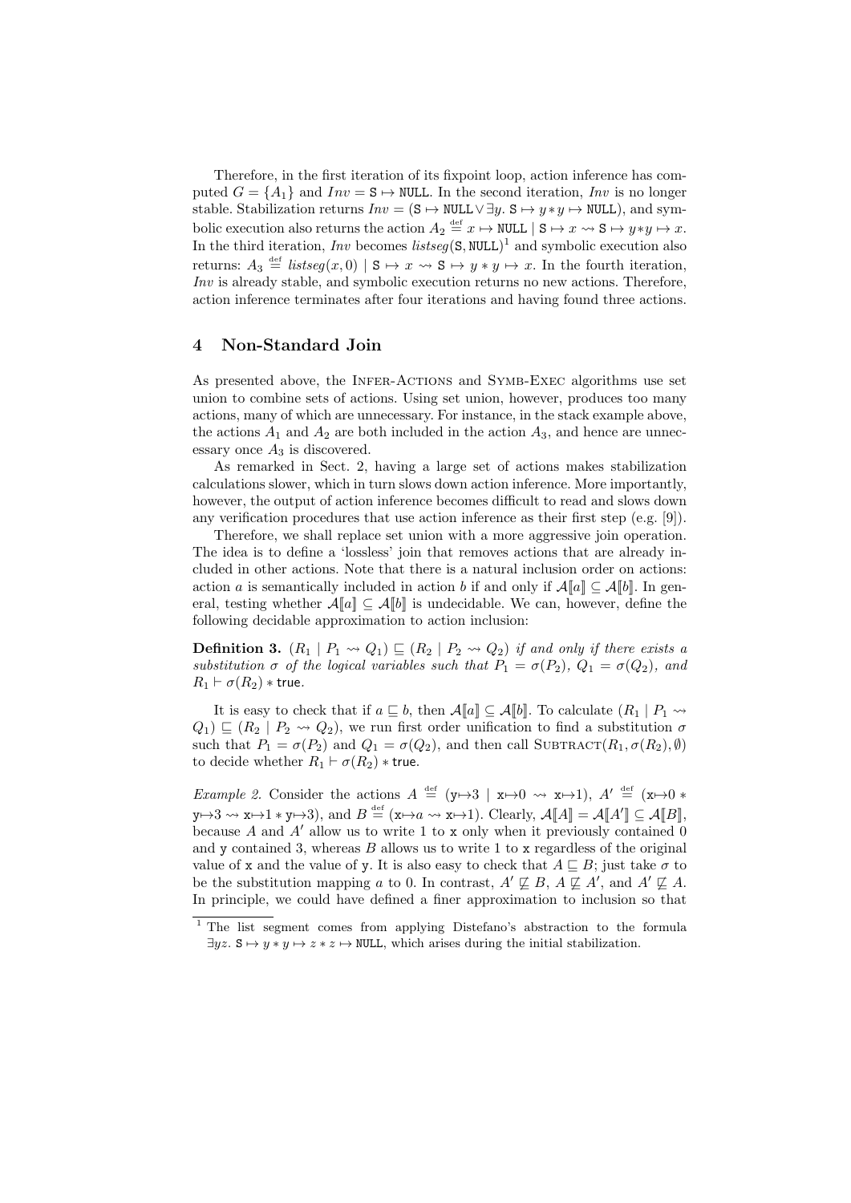Therefore, in the first iteration of its fixpoint loop, action inference has computed $G = \{A_1\}$ and $Inv = \mathtt{S} \mapsto \mathtt{NULL}$. In the second iteration, $Inv$ is no longer stable. Stabilization returns $Inv = (\mathtt{S} \mapsto \mathtt{NULL} \vee \exists y.\ \mathtt{S} \mapsto y * y \mapsto \mathtt{NULL})$, and symbolic execution also returns the action $A_2 \stackrel{\text{def}}{=} x \mapsto \mathtt{NULL} \mid \mathtt{S} \mapsto x \rightsquigarrow \mathtt{S} \mapsto y * y \mapsto x$. In the third iteration, $Inv$ becomes $\mathit{listseg}(\mathtt{S}, \mathtt{NULL})$[1] and symbolic execution also returns: $A_3 \stackrel{\text{def}}{=} \mathit{listseg}(x, 0) \mid \mathtt{S} \mapsto x \rightsquigarrow \mathtt{S} \mapsto y * y \mapsto x$. In the fourth iteration, $Inv$ is already stable, and symbolic execution returns no new actions. Therefore, action inference terminates after four iterations and having found three actions.

## 4 Non-Standard Join

As presented above, the Infer-Actions and Symb-Exec algorithms use set union to combine sets of actions. Using set union, however, produces too many actions, many of which are unnecessary. For instance, in the stack example above, the actions $A_1$ and $A_2$ are both included in the action $A_3$, and hence are unnecessary once $A_3$ is discovered.

As remarked in Sect. 2, having a large set of actions makes stabilization calculations slower, which in turn slows down action inference. More importantly, however, the output of action inference becomes difficult to read and slows down any verification procedures that use action inference as their first step (e.g. [9]).

Therefore, we shall replace set union with a more aggressive join operation. The idea is to define a 'lossless' join that removes actions that are already included in other actions. Note that there is a natural inclusion order on actions: action $a$ is semantically included in action $b$ if and only if $\mathcal{A}[\![a]\!] \subseteq \mathcal{A}[\![b]\!]$. In general, testing whether $\mathcal{A}[\![a]\!] \subseteq \mathcal{A}[\![b]\!]$ is undecidable. We can, however, define the following decidable approximation to action inclusion:

**Definition 3.** *$(R_1 \mid P_1 \rightsquigarrow Q_1) \sqsubseteq (R_2 \mid P_2 \rightsquigarrow Q_2)$ if and only if there exists a substitution $\sigma$ of the logical variables such that $P_1 = \sigma(P_2)$, $Q_1 = \sigma(Q_2)$, and $R_1 \vdash \sigma(R_2) * \mathsf{true}$.*

It is easy to check that if $a \sqsubseteq b$, then $\mathcal{A}[\![a]\!] \subseteq \mathcal{A}[\![b]\!]$. To calculate $(R_1 \mid P_1 \rightsquigarrow Q_1) \sqsubseteq (R_2 \mid P_2 \rightsquigarrow Q_2)$, we run first order unification to find a substitution $\sigma$ such that $P_1 = \sigma(P_2)$ and $Q_1 = \sigma(Q_2)$, and then call Subtract$(R_1, \sigma(R_2), \emptyset)$ to decide whether $R_1 \vdash \sigma(R_2) * \mathsf{true}$.

*Example 2.* Consider the actions $A \stackrel{\text{def}}{=} (\mathtt{y}{\mapsto}3 \mid \mathtt{x}{\mapsto}0 \rightsquigarrow \mathtt{x}{\mapsto}1)$, $A' \stackrel{\text{def}}{=} (\mathtt{x}{\mapsto}0 * \mathtt{y}{\mapsto}3 \rightsquigarrow \mathtt{x}{\mapsto}1 * \mathtt{y}{\mapsto}3)$, and $B \stackrel{\text{def}}{=} (\mathtt{x}{\mapsto}a \rightsquigarrow \mathtt{x}{\mapsto}1)$. Clearly, $\mathcal{A}[\![A]\!] = \mathcal{A}[\![A']\!] \subseteq \mathcal{A}[\![B]\!]$, because $A$ and $A'$ allow us to write 1 to x only when it previously contained 0 and y contained 3, whereas $B$ allows us to write 1 to x regardless of the original value of x and the value of y. It is also easy to check that $A \sqsubseteq B$; just take $\sigma$ to be the substitution mapping $a$ to 0. In contrast, $A' \not\sqsubseteq B$, $A \not\sqsubseteq A'$, and $A' \not\sqsubseteq A$. In principle, we could have defined a finer approximation to inclusion so that

[1] The list segment comes from applying Distefano's abstraction to the formula $\exists yz.\ \mathtt{S} \mapsto y * y \mapsto z * z \mapsto \mathtt{NULL}$, which arises during the initial stabilization.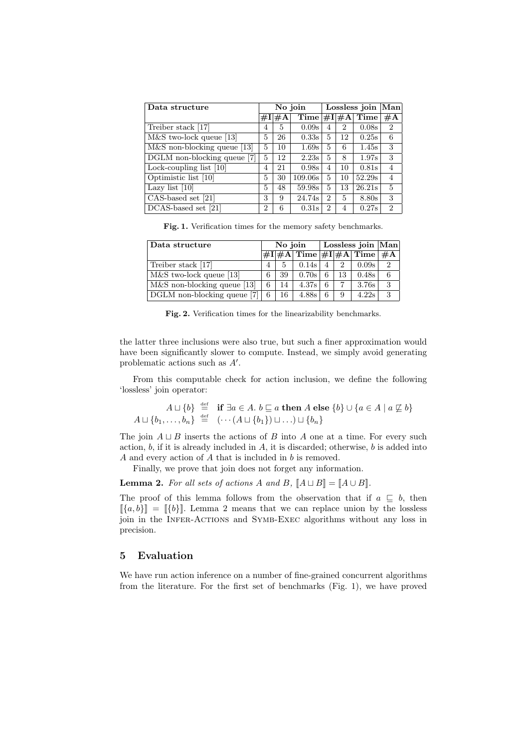| Data structure | No join | | | Lossless join | | | Man |
|---|---|---|---|---|---|---|---|
| | #I | #A | Time | #I | #A | Time | #A |
| Treiber stack [17] | 4 | 5 | 0.09s | 4 | 2 | 0.08s | 2 |
| M&S two-lock queue [13] | 5 | 26 | 0.33s | 5 | 12 | 0.25s | 6 |
| M&S non-blocking queue [13] | 5 | 10 | 1.69s | 5 | 6 | 1.45s | 3 |
| DGLM non-blocking queue [7] | 5 | 12 | 2.23s | 5 | 8 | 1.97s | 3 |
| Lock-coupling list [10] | 4 | 21 | 0.98s | 4 | 10 | 0.81s | 4 |
| Optimistic list [10] | 5 | 30 | 109.06s | 5 | 10 | 52.29s | 4 |
| Lazy list [10] | 5 | 48 | 59.98s | 5 | 13 | 26.21s | 5 |
| CAS-based set [21] | 3 | 9 | 24.74s | 2 | 5 | 8.80s | 3 |
| DCAS-based set [21] | 2 | 6 | 0.31s | 2 | 4 | 0.27s | 2 |

**Fig. 1.** Verification times for the memory safety benchmarks.

| Data structure | No join | | | Lossless join | | | Man |
|---|---|---|---|---|---|---|---|
| | #I | #A | Time | #I | #A | Time | #A |
| Treiber stack [17] | 4 | 5 | 0.14s | 4 | 2 | 0.09s | 2 |
| M&S two-lock queue [13] | 6 | 39 | 0.70s | 6 | 13 | 0.48s | 6 |
| M&S non-blocking queue [13] | 6 | 14 | 4.37s | 6 | 7 | 3.76s | 3 |
| DGLM non-blocking queue [7] | 6 | 16 | 4.88s | 6 | 9 | 4.22s | 3 |

**Fig. 2.** Verification times for the linearizability benchmarks.

the latter three inclusions were also true, but such a finer approximation would have been significantly slower to compute. Instead, we simply avoid generating problematic actions such as $A'$.

From this computable check for action inclusion, we define the following 'lossless' join operator:

$$A \sqcup \{b\} \stackrel{\text{def}}{=} \textbf{if } \exists a \in A.\ b \sqsubseteq a \textbf{ then } A \textbf{ else } \{b\} \cup \{a \in A \mid a \not\sqsubseteq b\}$$
$$A \sqcup \{b_1, \ldots, b_n\} \stackrel{\text{def}}{=} (\cdots (A \sqcup \{b_1\}) \sqcup \ldots) \sqcup \{b_n\}$$

The join $A \sqcup B$ inserts the actions of $B$ into $A$ one at a time. For every such action, $b$, if it is already included in $A$, it is discarded; otherwise, $b$ is added into $A$ and every action of $A$ that is included in $b$ is removed.

Finally, we prove that join does not forget any information.

**Lemma 2.** *For all sets of actions $A$ and $B$, $[\![A \sqcup B]\!] = [\![A \cup B]\!]$.*

The proof of this lemma follows from the observation that if $a \sqsubseteq b$, then $[\![\{a, b\}]\!] = [\![\{b\}]\!]$. Lemma 2 means that we can replace union by the lossless join in the INFER-ACTIONS and SYMB-EXEC algorithms without any loss in precision.

## 5 Evaluation

We have run action inference on a number of fine-grained concurrent algorithms from the literature. For the first set of benchmarks (Fig. 1), we have proved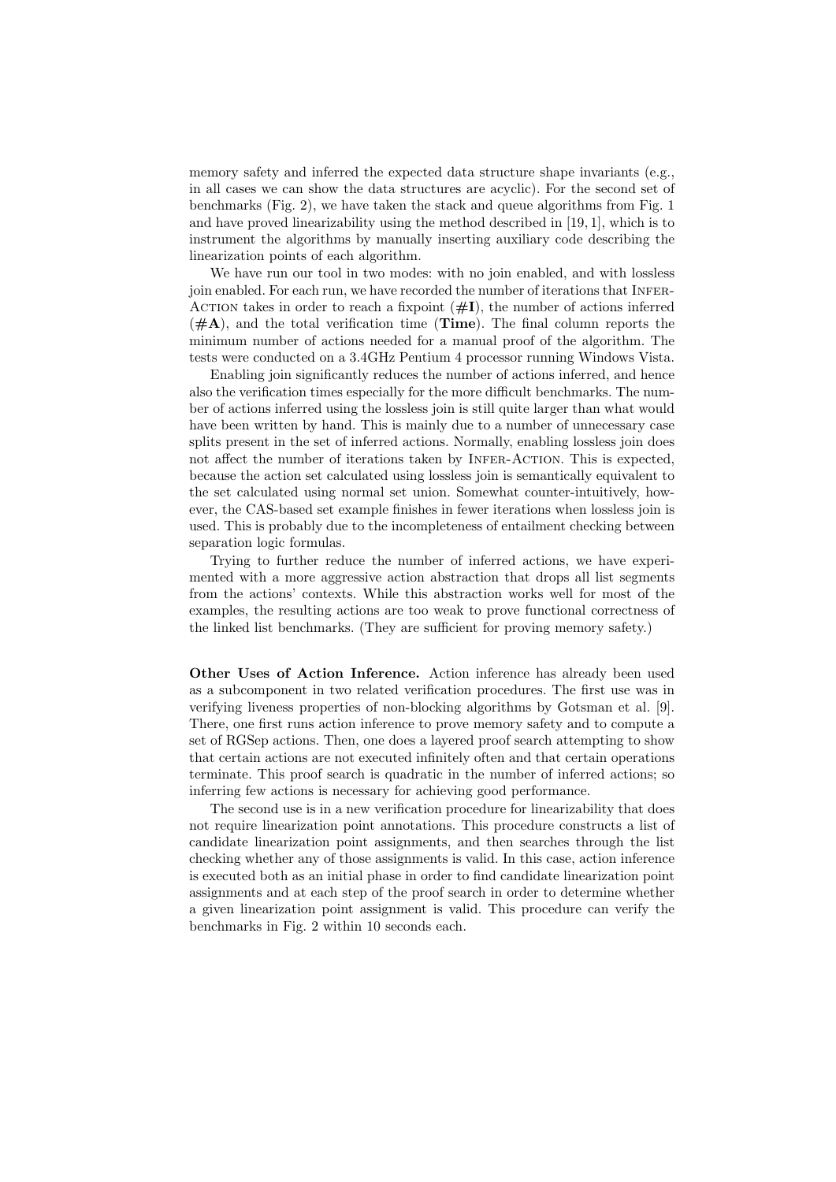memory safety and inferred the expected data structure shape invariants (e.g., in all cases we can show the data structures are acyclic). For the second set of benchmarks (Fig. 2), we have taken the stack and queue algorithms from Fig. 1 and have proved linearizability using the method described in [19, 1], which is to instrument the algorithms by manually inserting auxiliary code describing the linearization points of each algorithm.

We have run our tool in two modes: with no join enabled, and with lossless join enabled. For each run, we have recorded the number of iterations that Infer-Action takes in order to reach a fixpoint (**#I**), the number of actions inferred (**#A**), and the total verification time (**Time**). The final column reports the minimum number of actions needed for a manual proof of the algorithm. The tests were conducted on a 3.4GHz Pentium 4 processor running Windows Vista.

Enabling join significantly reduces the number of actions inferred, and hence also the verification times especially for the more difficult benchmarks. The number of actions inferred using the lossless join is still quite larger than what would have been written by hand. This is mainly due to a number of unnecessary case splits present in the set of inferred actions. Normally, enabling lossless join does not affect the number of iterations taken by Infer-Action. This is expected, because the action set calculated using lossless join is semantically equivalent to the set calculated using normal set union. Somewhat counter-intuitively, however, the CAS-based set example finishes in fewer iterations when lossless join is used. This is probably due to the incompleteness of entailment checking between separation logic formulas.

Trying to further reduce the number of inferred actions, we have experimented with a more aggressive action abstraction that drops all list segments from the actions' contexts. While this abstraction works well for most of the examples, the resulting actions are too weak to prove functional correctness of the linked list benchmarks. (They are sufficient for proving memory safety.)

**Other Uses of Action Inference.** Action inference has already been used as a subcomponent in two related verification procedures. The first use was in verifying liveness properties of non-blocking algorithms by Gotsman et al. [9]. There, one first runs action inference to prove memory safety and to compute a set of RGSep actions. Then, one does a layered proof search attempting to show that certain actions are not executed infinitely often and that certain operations terminate. This proof search is quadratic in the number of inferred actions; so inferring few actions is necessary for achieving good performance.

The second use is in a new verification procedure for linearizability that does not require linearization point annotations. This procedure constructs a list of candidate linearization point assignments, and then searches through the list checking whether any of those assignments is valid. In this case, action inference is executed both as an initial phase in order to find candidate linearization point assignments and at each step of the proof search in order to determine whether a given linearization point assignment is valid. This procedure can verify the benchmarks in Fig. 2 within 10 seconds each.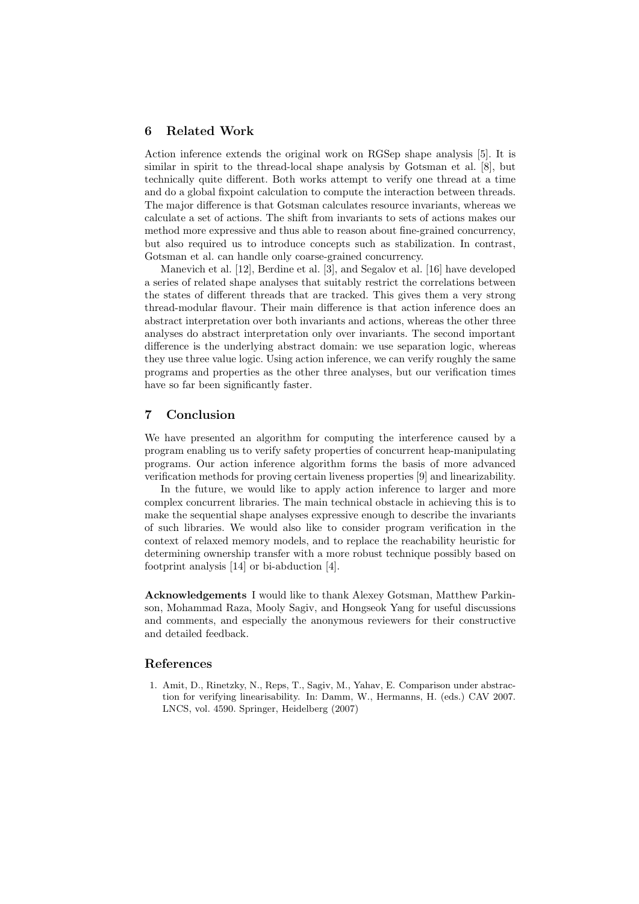## 6 Related Work

Action inference extends the original work on RGSep shape analysis [5]. It is similar in spirit to the thread-local shape analysis by Gotsman et al. [8], but technically quite different. Both works attempt to verify one thread at a time and do a global fixpoint calculation to compute the interaction between threads. The major difference is that Gotsman calculates resource invariants, whereas we calculate a set of actions. The shift from invariants to sets of actions makes our method more expressive and thus able to reason about fine-grained concurrency, but also required us to introduce concepts such as stabilization. In contrast, Gotsman et al. can handle only coarse-grained concurrency.

Manevich et al. [12], Berdine et al. [3], and Segalov et al. [16] have developed a series of related shape analyses that suitably restrict the correlations between the states of different threads that are tracked. This gives them a very strong thread-modular flavour. Their main difference is that action inference does an abstract interpretation over both invariants and actions, whereas the other three analyses do abstract interpretation only over invariants. The second important difference is the underlying abstract domain: we use separation logic, whereas they use three value logic. Using action inference, we can verify roughly the same programs and properties as the other three analyses, but our verification times have so far been significantly faster.

## 7 Conclusion

We have presented an algorithm for computing the interference caused by a program enabling us to verify safety properties of concurrent heap-manipulating programs. Our action inference algorithm forms the basis of more advanced verification methods for proving certain liveness properties [9] and linearizability.

In the future, we would like to apply action inference to larger and more complex concurrent libraries. The main technical obstacle in achieving this is to make the sequential shape analyses expressive enough to describe the invariants of such libraries. We would also like to consider program verification in the context of relaxed memory models, and to replace the reachability heuristic for determining ownership transfer with a more robust technique possibly based on footprint analysis [14] or bi-abduction [4].

**Acknowledgements** I would like to thank Alexey Gotsman, Matthew Parkinson, Mohammad Raza, Mooly Sagiv, and Hongseok Yang for useful discussions and comments, and especially the anonymous reviewers for their constructive and detailed feedback.

## References

1. Amit, D., Rinetzky, N., Reps, T., Sagiv, M., Yahav, E. Comparison under abstraction for verifying linearisability. In: Damm, W., Hermanns, H. (eds.) CAV 2007. LNCS, vol. 4590. Springer, Heidelberg (2007)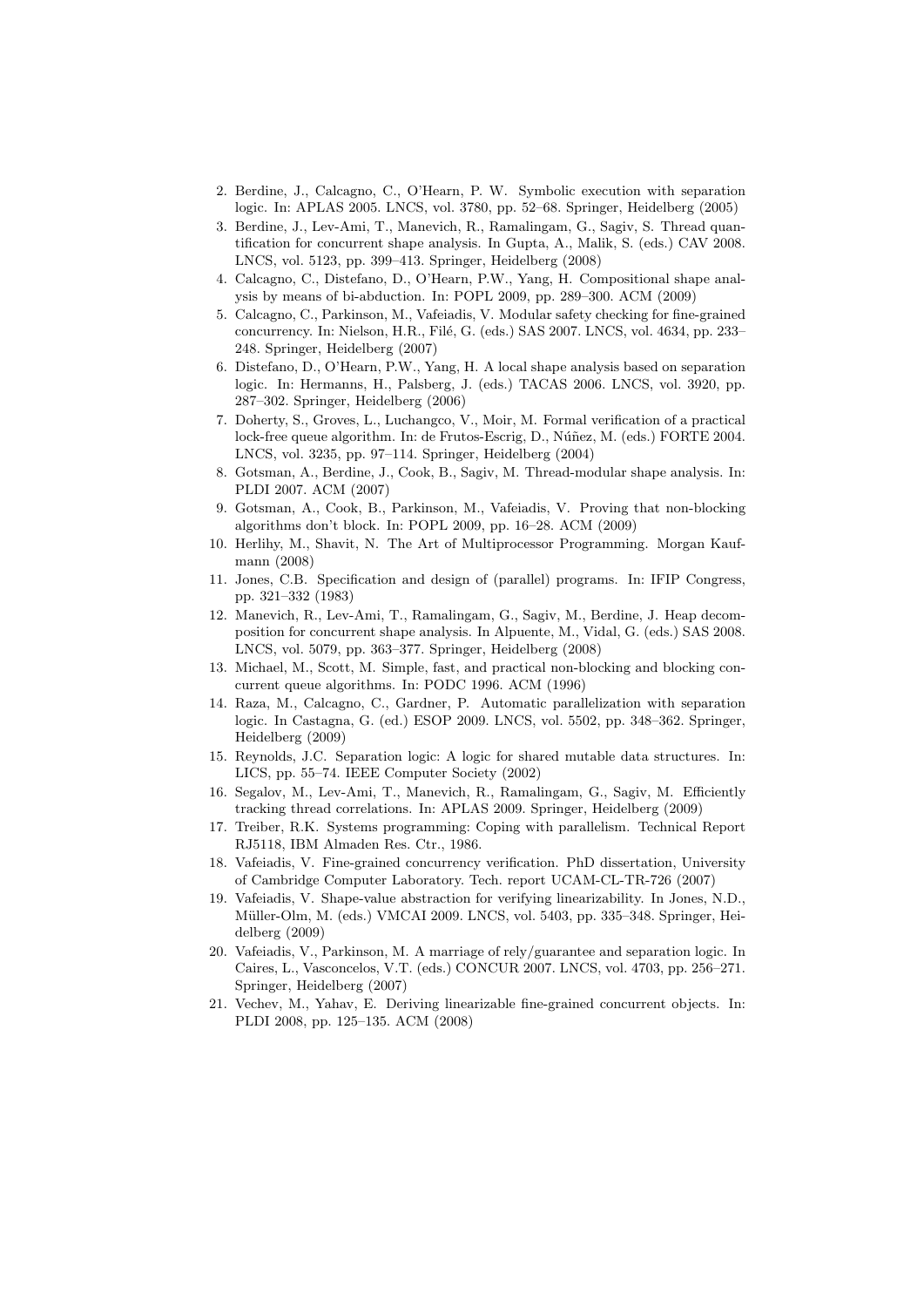2. Berdine, J., Calcagno, C., O'Hearn, P. W. Symbolic execution with separation logic. In: APLAS 2005. LNCS, vol. 3780, pp. 52–68. Springer, Heidelberg (2005)
3. Berdine, J., Lev-Ami, T., Manevich, R., Ramalingam, G., Sagiv, S. Thread quantification for concurrent shape analysis. In Gupta, A., Malik, S. (eds.) CAV 2008. LNCS, vol. 5123, pp. 399–413. Springer, Heidelberg (2008)
4. Calcagno, C., Distefano, D., O'Hearn, P.W., Yang, H. Compositional shape analysis by means of bi-abduction. In: POPL 2009, pp. 289–300. ACM (2009)
5. Calcagno, C., Parkinson, M., Vafeiadis, V. Modular safety checking for fine-grained concurrency. In: Nielson, H.R., Filé, G. (eds.) SAS 2007. LNCS, vol. 4634, pp. 233–248. Springer, Heidelberg (2007)
6. Distefano, D., O'Hearn, P.W., Yang, H. A local shape analysis based on separation logic. In: Hermanns, H., Palsberg, J. (eds.) TACAS 2006. LNCS, vol. 3920, pp. 287–302. Springer, Heidelberg (2006)
7. Doherty, S., Groves, L., Luchangco, V., Moir, M. Formal verification of a practical lock-free queue algorithm. In: de Frutos-Escrig, D., Núñez, M. (eds.) FORTE 2004. LNCS, vol. 3235, pp. 97–114. Springer, Heidelberg (2004)
8. Gotsman, A., Berdine, J., Cook, B., Sagiv, M. Thread-modular shape analysis. In: PLDI 2007. ACM (2007)
9. Gotsman, A., Cook, B., Parkinson, M., Vafeiadis, V. Proving that non-blocking algorithms don't block. In: POPL 2009, pp. 16–28. ACM (2009)
10. Herlihy, M., Shavit, N. The Art of Multiprocessor Programming. Morgan Kaufmann (2008)
11. Jones, C.B. Specification and design of (parallel) programs. In: IFIP Congress, pp. 321–332 (1983)
12. Manevich, R., Lev-Ami, T., Ramalingam, G., Sagiv, M., Berdine, J. Heap decomposition for concurrent shape analysis. In Alpuente, M., Vidal, G. (eds.) SAS 2008. LNCS, vol. 5079, pp. 363–377. Springer, Heidelberg (2008)
13. Michael, M., Scott, M. Simple, fast, and practical non-blocking and blocking concurrent queue algorithms. In: PODC 1996. ACM (1996)
14. Raza, M., Calcagno, C., Gardner, P. Automatic parallelization with separation logic. In Castagna, G. (ed.) ESOP 2009. LNCS, vol. 5502, pp. 348–362. Springer, Heidelberg (2009)
15. Reynolds, J.C. Separation logic: A logic for shared mutable data structures. In: LICS, pp. 55–74. IEEE Computer Society (2002)
16. Segalov, M., Lev-Ami, T., Manevich, R., Ramalingam, G., Sagiv, M. Efficiently tracking thread correlations. In: APLAS 2009. Springer, Heidelberg (2009)
17. Treiber, R.K. Systems programming: Coping with parallelism. Technical Report RJ5118, IBM Almaden Res. Ctr., 1986.
18. Vafeiadis, V. Fine-grained concurrency verification. PhD dissertation, University of Cambridge Computer Laboratory. Tech. report UCAM-CL-TR-726 (2007)
19. Vafeiadis, V. Shape-value abstraction for verifying linearizability. In Jones, N.D., Müller-Olm, M. (eds.) VMCAI 2009. LNCS, vol. 5403, pp. 335–348. Springer, Heidelberg (2009)
20. Vafeiadis, V., Parkinson, M. A marriage of rely/guarantee and separation logic. In Caires, L., Vasconcelos, V.T. (eds.) CONCUR 2007. LNCS, vol. 4703, pp. 256–271. Springer, Heidelberg (2007)
21. Vechev, M., Yahav, E. Deriving linearizable fine-grained concurrent objects. In: PLDI 2008, pp. 125–135. ACM (2008)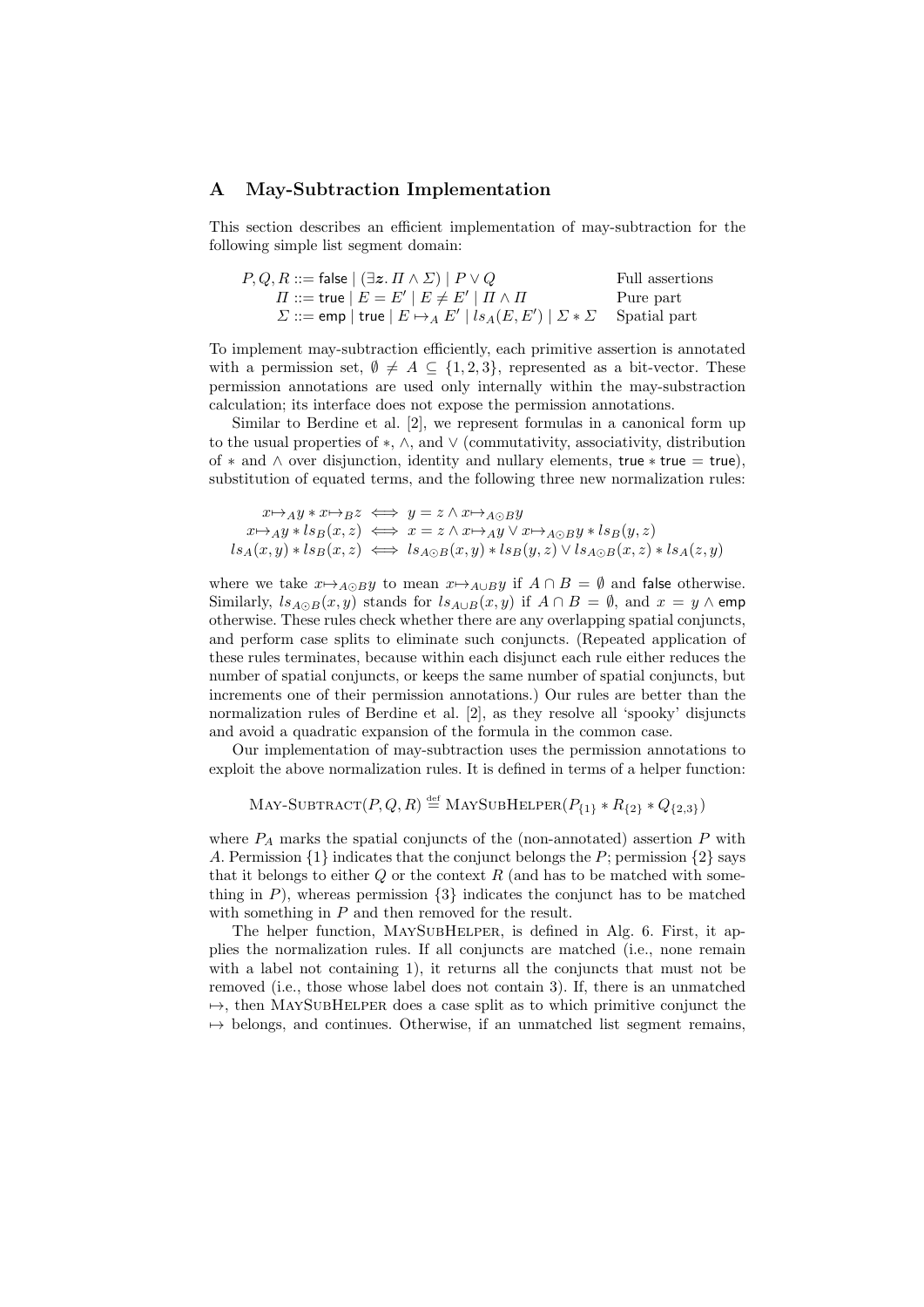## A May-Subtraction Implementation

This section describes an efficient implementation of may-subtraction for the following simple list segment domain:

$$
\begin{array}{lll}
P, Q, R ::= \mathsf{false} \mid (\exists \boldsymbol{z}.\, \Pi \wedge \Sigma) \mid P \vee Q & & \text{Full assertions} \\
\quad \Pi ::= \mathsf{true} \mid E = E' \mid E \neq E' \mid \Pi \wedge \Pi & & \text{Pure part} \\
\quad \Sigma ::= \mathsf{emp} \mid \mathsf{true} \mid E \mapsto_A E' \mid ls_A(E, E') \mid \Sigma * \Sigma & & \text{Spatial part}
\end{array}
$$

To implement may-subtraction efficiently, each primitive assertion is annotated with a permission set, $\emptyset \neq A \subseteq \{1, 2, 3\}$, represented as a bit-vector. These permission annotations are used only internally within the may-substraction calculation; its interface does not expose the permission annotations.

Similar to Berdine et al. [2], we represent formulas in a canonical form up to the usual properties of $*$, $\wedge$, and $\vee$ (commutativity, associativity, distribution of $*$ and $\wedge$ over disjunction, identity and nullary elements, $\mathsf{true} * \mathsf{true} = \mathsf{true}$), substitution of equated terms, and the following three new normalization rules:

$$
\begin{array}{rcl}
x \mapsto_A y * x \mapsto_B z & \iff & y = z \wedge x \mapsto_{A \odot B} y \\
x \mapsto_A y * ls_B(x, z) & \iff & x = z \wedge x \mapsto_A y \vee x \mapsto_{A \odot B} y * ls_B(y, z) \\
ls_A(x, y) * ls_B(x, z) & \iff & ls_{A \odot B}(x, y) * ls_B(y, z) \vee ls_{A \odot B}(x, z) * ls_A(z, y)
\end{array}
$$

where we take $x \mapsto_{A \odot B} y$ to mean $x \mapsto_{A \cup B} y$ if $A \cap B = \emptyset$ and $\mathsf{false}$ otherwise. Similarly, $ls_{A \odot B}(x, y)$ stands for $ls_{A \cup B}(x, y)$ if $A \cap B = \emptyset$, and $x = y \wedge \mathsf{emp}$ otherwise. These rules check whether there are any overlapping spatial conjuncts, and perform case splits to eliminate such conjuncts. (Repeated application of these rules terminates, because within each disjunct each rule either reduces the number of spatial conjuncts, or keeps the same number of spatial conjuncts, but increments one of their permission annotations.) Our rules are better than the normalization rules of Berdine et al. [2], as they resolve all 'spooky' disjuncts and avoid a quadratic expansion of the formula in the common case.

Our implementation of may-subtraction uses the permission annotations to exploit the above normalization rules. It is defined in terms of a helper function:

$$
\textsc{May-Subtract}(P, Q, R) \stackrel{\text{def}}{=} \textsc{MaySubHelper}(P_{\{1\}} * R_{\{2\}} * Q_{\{2,3\}})
$$

where $P_A$ marks the spatial conjuncts of the (non-annotated) assertion $P$ with $A$. Permission $\{1\}$ indicates that the conjunct belongs the $P$; permission $\{2\}$ says that it belongs to either $Q$ or the context $R$ (and has to be matched with something in $P$), whereas permission $\{3\}$ indicates the conjunct has to be matched with something in $P$ and then removed for the result.

The helper function, MaySubHelper, is defined in Alg. 6. First, it applies the normalization rules. If all conjuncts are matched (i.e., none remain with a label not containing 1), it returns all the conjuncts that must not be removed (i.e., those whose label does not contain 3). If, there is an unmatched $\mapsto$, then MaySubHelper does a case split as to which primitive conjunct the $\mapsto$ belongs, and continues. Otherwise, if an unmatched list segment remains,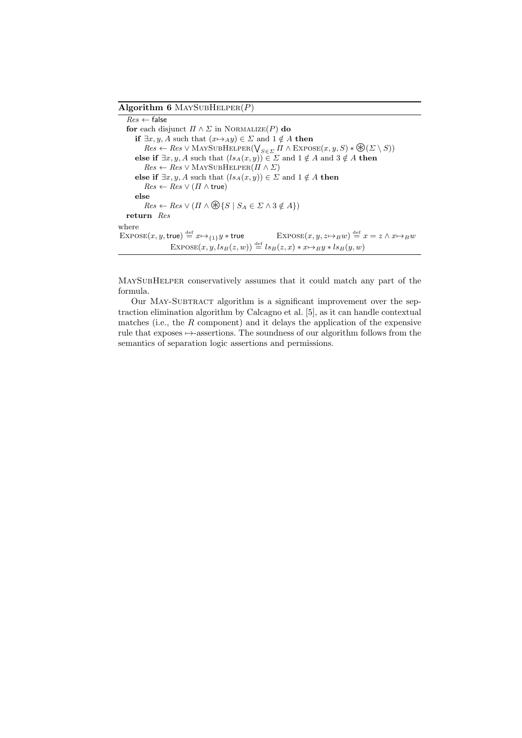**Algorithm 6** MaySubHelper($P$)

```
Res ← false
for each disjunct Π ∧ Σ in Normalize(P) do
    if ∃x, y, A such that (x ↦_A y) ∈ Σ and 1 ∉ A then
        Res ← Res ∨ MaySubHelper(⋁_{S∈Σ} Π ∧ Expose(x, y, S) ∗ ⊛(Σ \ S))
    else if ∃x, y, A such that (ls_A(x, y)) ∈ Σ and 1 ∉ A and 3 ∉ A then
        Res ← Res ∨ MaySubHelper(Π ∧ Σ)
    else if ∃x, y, A such that (ls_A(x, y)) ∈ Σ and 1 ∉ A then
        Res ← Res ∨ (Π ∧ true)
    else
        Res ← Res ∨ (Π ∧ ⊛{S | S_A ∈ Σ ∧ 3 ∉ A})
return Res
```

where

$\textsc{Expose}(x, y, \mathsf{true}) \stackrel{\text{def}}{=} x \mapsto_{\{1\}} y * \mathsf{true}$ $\qquad$ $\textsc{Expose}(x, y, z \mapsto_B w) \stackrel{\text{def}}{=} x = z \wedge x \mapsto_B w$

$\textsc{Expose}(x, y, ls_B(z, w)) \stackrel{\text{def}}{=} ls_B(z, x) * x \mapsto_B y * ls_B(y, w)$

MaySubHelper conservatively assumes that it could match any part of the formula.

Our May-Subtract algorithm is a significant improvement over the septraction elimination algorithm by Calcagno et al. [5], as it can handle contextual matches (i.e., the $R$ component) and it delays the application of the expensive rule that exposes $\mapsto$-assertions. The soundness of our algorithm follows from the semantics of separation logic assertions and permissions.